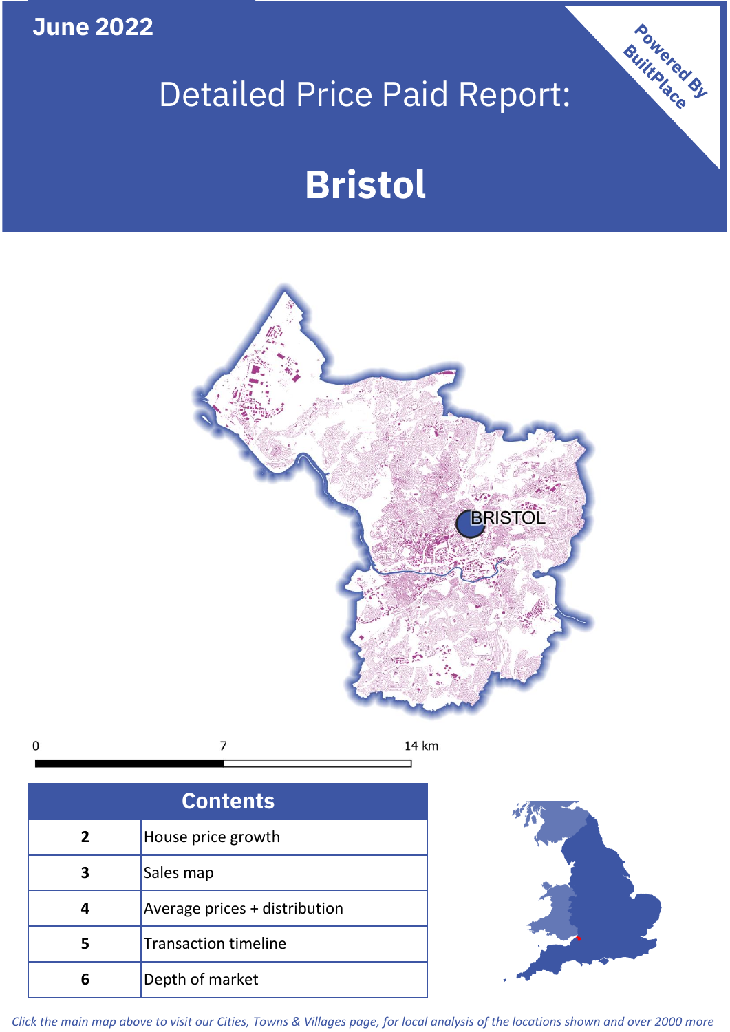June 2022

Powered By BuiltPlace

# Detailed Price Paid Report:

# Bristol

BRISTOL

0 7 14 km

| Contents | |
|---|---|
| 2 | House price growth |
| 3 | Sales map |
| 4 | Average prices + distribution |
| 5 | Transaction timeline |
| 6 | Depth of market |

*Click the main map above to visit our Cities, Towns & Villages page, for local analysis of the locations shown and over 2000 more*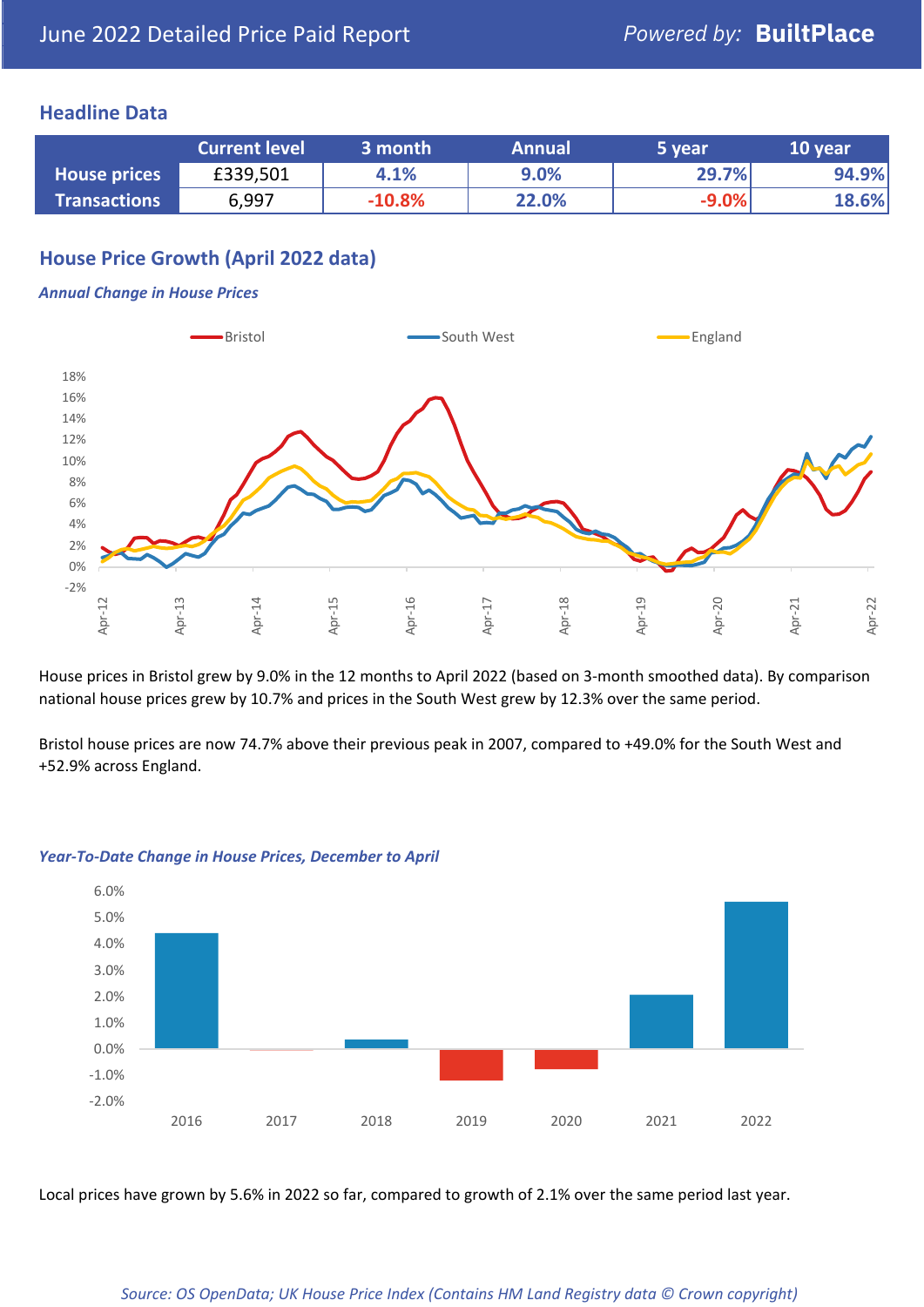June 2022 Detailed Price Paid Report — Powered by: **BuiltPlace**

## Headline Data

| | Current level | 3 month | Annual | 5 year | 10 year |
|---|---|---|---|---|---|
| **House prices** | £339,501 | 4.1% | 9.0% | 29.7% | 94.9% |
| **Transactions** | 6,997 | -10.8% | 22.0% | -9.0% | 18.6% |

## House Price Growth (April 2022 data)

### *Annual Change in House Prices*

House prices in Bristol grew by 9.0% in the 12 months to April 2022 (based on 3-month smoothed data). By comparison national house prices grew by 10.7% and prices in the South West grew by 12.3% over the same period.

Bristol house prices are now 74.7% above their previous peak in 2007, compared to +49.0% for the South West and +52.9% across England.

### *Year-To-Date Change in House Prices, December to April*

Local prices have grown by 5.6% in 2022 so far, compared to growth of 2.1% over the same period last year.

*Source: OS OpenData; UK House Price Index (Contains HM Land Registry data © Crown copyright)*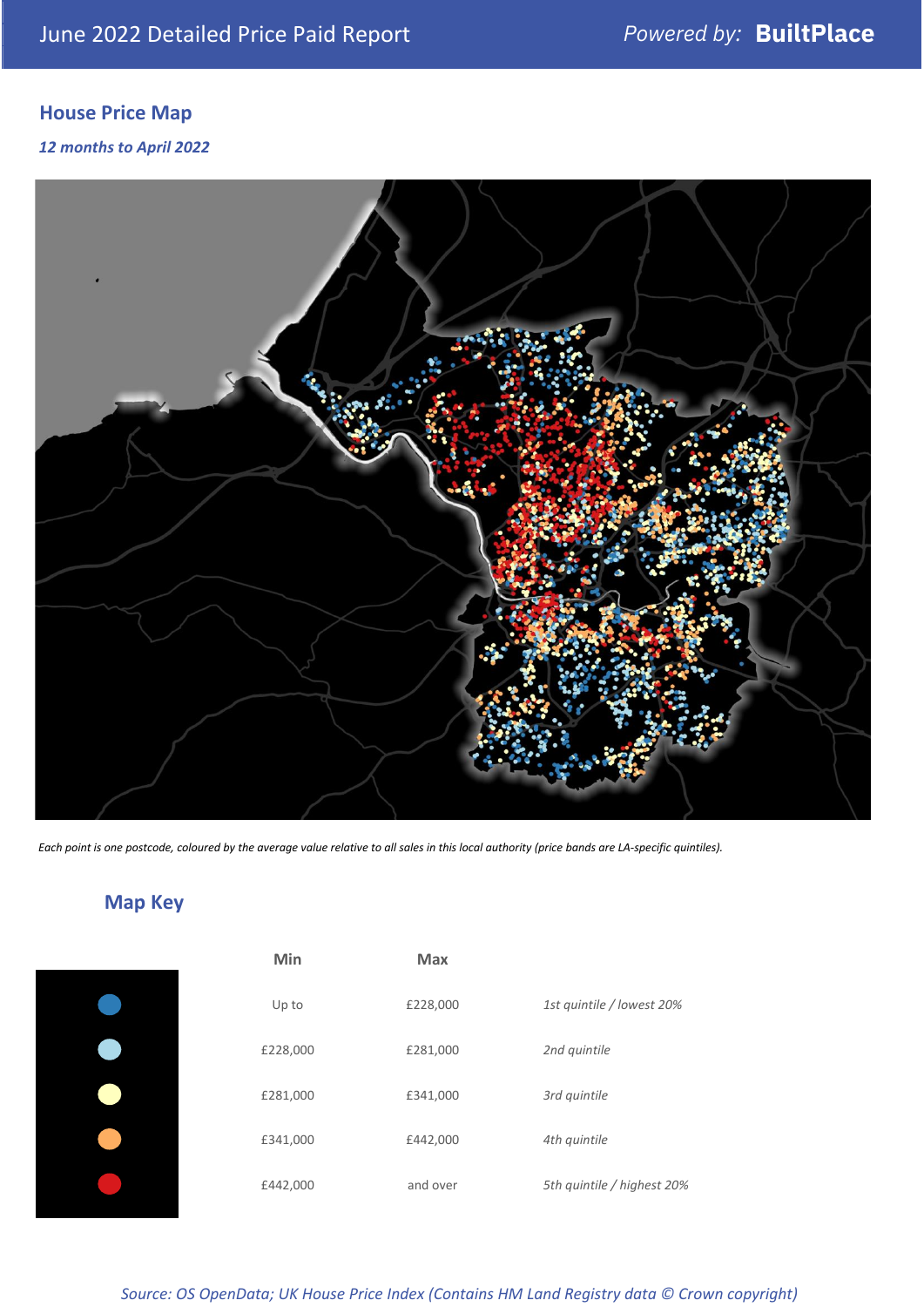June 2022 Detailed Price Paid Report — *Powered by:* **BuiltPlace**

## House Price Map

*12 months to April 2022*

*Each point is one postcode, coloured by the average value relative to all sales in this local authority (price bands are LA-specific quintiles).*

## Map Key

| | Min | Max | |
|---|---|---|---|
| ● (dark blue) | Up to | £228,000 | *1st quintile / lowest 20%* |
| ● (light blue) | £228,000 | £281,000 | *2nd quintile* |
| ● (pale yellow) | £281,000 | £341,000 | *3rd quintile* |
| ● (orange) | £341,000 | £442,000 | *4th quintile* |
| ● (red) | £442,000 | and over | *5th quintile / highest 20%* |

*Source: OS OpenData; UK House Price Index (Contains HM Land Registry data © Crown copyright)*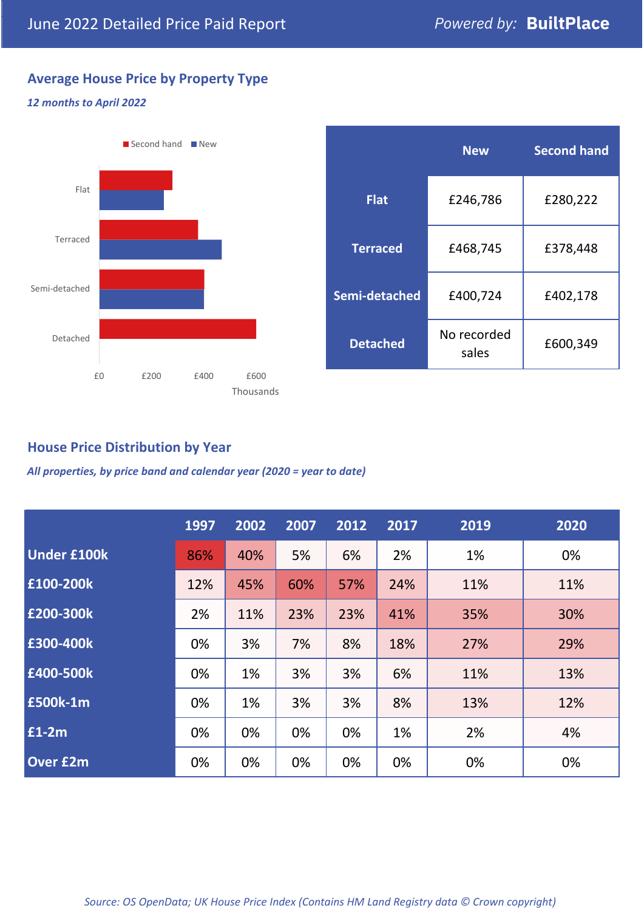# June 2022 Detailed Price Paid Report

Powered by: **BuiltPlace**

## Average House Price by Property Type

*12 months to April 2022*

Second hand / New

Flat, Terraced, Semi-detached, Detached

£0 £200 £400 £600

Thousands

| | New | Second hand |
|---|---|---|
| Flat | £246,786 | £280,222 |
| Terraced | £468,745 | £378,448 |
| Semi-detached | £400,724 | £402,178 |
| Detached | No recorded sales | £600,349 |

## House Price Distribution by Year

*All properties, by price band and calendar year (2020 = year to date)*

| | 1997 | 2002 | 2007 | 2012 | 2017 | 2019 | 2020 |
|---|---|---|---|---|---|---|---|
| Under £100k | 86% | 40% | 5% | 6% | 2% | 1% | 0% |
| £100-200k | 12% | 45% | 60% | 57% | 24% | 11% | 11% |
| £200-300k | 2% | 11% | 23% | 23% | 41% | 35% | 30% |
| £300-400k | 0% | 3% | 7% | 8% | 18% | 27% | 29% |
| £400-500k | 0% | 1% | 3% | 3% | 6% | 11% | 13% |
| £500k-1m | 0% | 1% | 3% | 3% | 8% | 13% | 12% |
| £1-2m | 0% | 0% | 0% | 0% | 1% | 2% | 4% |
| Over £2m | 0% | 0% | 0% | 0% | 0% | 0% | 0% |

*Source: OS OpenData; UK House Price Index (Contains HM Land Registry data © Crown copyright)*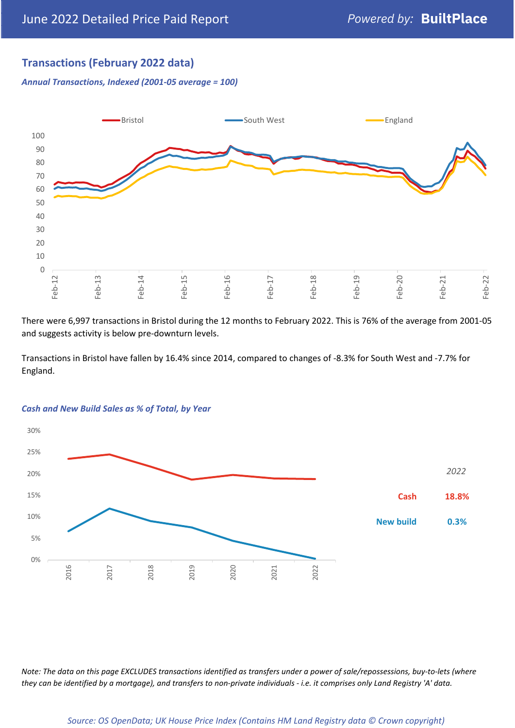## Transactions (February 2022 data)

*Annual Transactions, Indexed (2001-05 average = 100)*

There were 6,997 transactions in Bristol during the 12 months to February 2022. This is 76% of the average from 2001-05 and suggests activity is below pre-downturn levels.

Transactions in Bristol have fallen by 16.4% since 2014, compared to changes of -8.3% for South West and -7.7% for England.

*Cash and New Build Sales as % of Total, by Year*

| | 2022 |
|---|---|
| Cash | 18.8% |
| New build | 0.3% |

*Note: The data on this page EXCLUDES transactions identified as transfers under a power of sale/repossessions, buy-to-lets (where they can be identified by a mortgage), and transfers to non-private individuals - i.e. it comprises only Land Registry 'A' data.*

*Source: OS OpenData; UK House Price Index (Contains HM Land Registry data © Crown copyright)*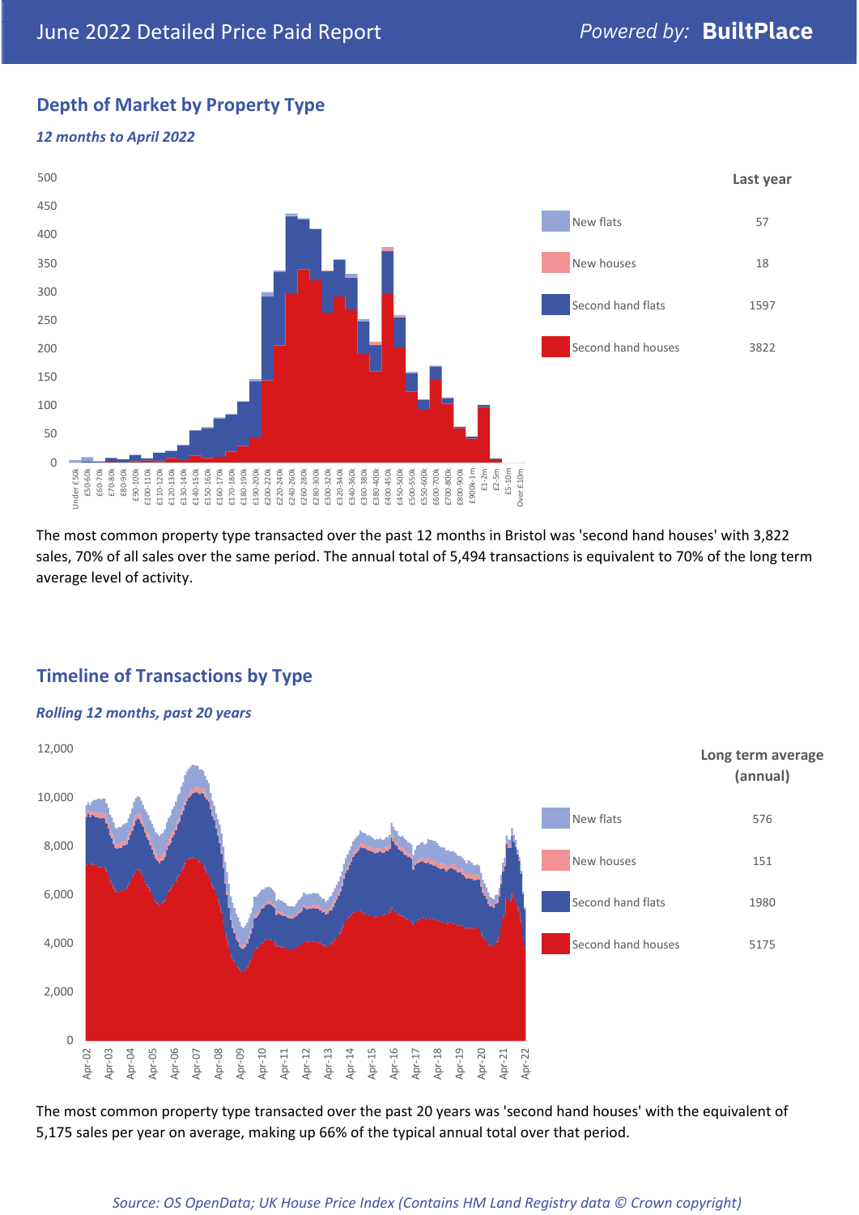June 2022 Detailed Price Paid Report

Powered by: **BuiltPlace**

## Depth of Market by Property Type

*12 months to April 2022*

500
450
400
350
300
250
200
150
100
50
0

Under £50k, £50-60k, £60-70k, £70-80k, £80-90k, £90-100k, £100-110k, £110-120k, £120-130k, £130-140k, £140-150k, £150-160k, £160-170k, £170-180k, £180-190k, £190-200k, £200-220k, £220-240k, £240-260k, £260-280k, £280-300k, £300-320k, £320-340k, £340-360k, £360-380k, £380-400k, £400-450k, £450-500k, £500-550k, £550-600k, £600-700k, £700-800k, £800-900k, £900k-1m, £1-2m, £2-5m, £5-10m, Over £10m

Last year

New flats 57

New houses 18

Second hand flats 1597

Second hand houses 3822

The most common property type transacted over the past 12 months in Bristol was 'second hand houses' with 3,822 sales, 70% of all sales over the same period. The annual total of 5,494 transactions is equivalent to 70% of the long term average level of activity.

## Timeline of Transactions by Type

*Rolling 12 months, past 20 years*

12,000
10,000
8,000
6,000
4,000
2,000
0

Apr-02, Apr-03, Apr-04, Apr-05, Apr-06, Apr-07, Apr-08, Apr-09, Apr-10, Apr-11, Apr-12, Apr-13, Apr-14, Apr-15, Apr-16, Apr-17, Apr-18, Apr-19, Apr-20, Apr-21, Apr-22

Long term average (annual)

New flats 576

New houses 151

Second hand flats 1980

Second hand houses 5175

The most common property type transacted over the past 20 years was 'second hand houses' with the equivalent of 5,175 sales per year on average, making up 66% of the typical annual total over that period.

*Source: OS OpenData; UK House Price Index (Contains HM Land Registry data © Crown copyright)*